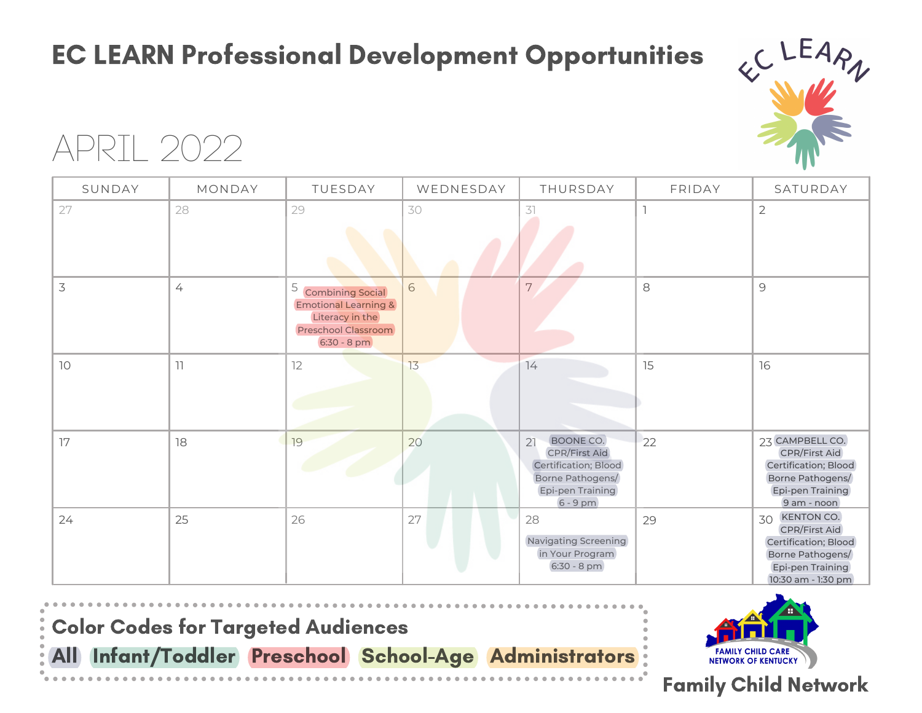# EC LEARN Professional Development Opportunities

## APRIL 2022

| SUNDAY | MONDAY | TUESDAY | WEDNESDAY | THURSDAY | FRIDAY | SATURDAY |
|---|---|---|---|---|---|---|
| 27 | 28 | 29 | 30 | 31 | 1 | 2 |
| 3 | 4 | 5 Combining Social Emotional Learning & Literacy in the Preschool Classroom 6:30 - 8 pm | 6 | 7 | 8 | 9 |
| 10 | 11 | 12 | 13 | 14 | 15 | 16 |
| 17 | 18 | 19 | 20 | 21 BOONE CO. CPR/First Aid Certification; Blood Borne Pathogens/ Epi-pen Training 6 - 9 pm | 22 | 23 CAMPBELL CO. CPR/First Aid Certification; Blood Borne Pathogens/ Epi-pen Training 9 am - noon |
| 24 | 25 | 26 | 27 | 28 Navigating Screening in Your Program 6:30 - 8 pm | 29 | 30 KENTON CO. CPR/First Aid Certification; Blood Borne Pathogens/ Epi-pen Training 10:30 am - 1:30 pm |

**Color Codes for Targeted Audiences**

All | Infant/Toddler | Preschool | School-Age | Administrators

FAMILY CHILD CARE NETWORK OF KENTUCKY

**Family Child Network**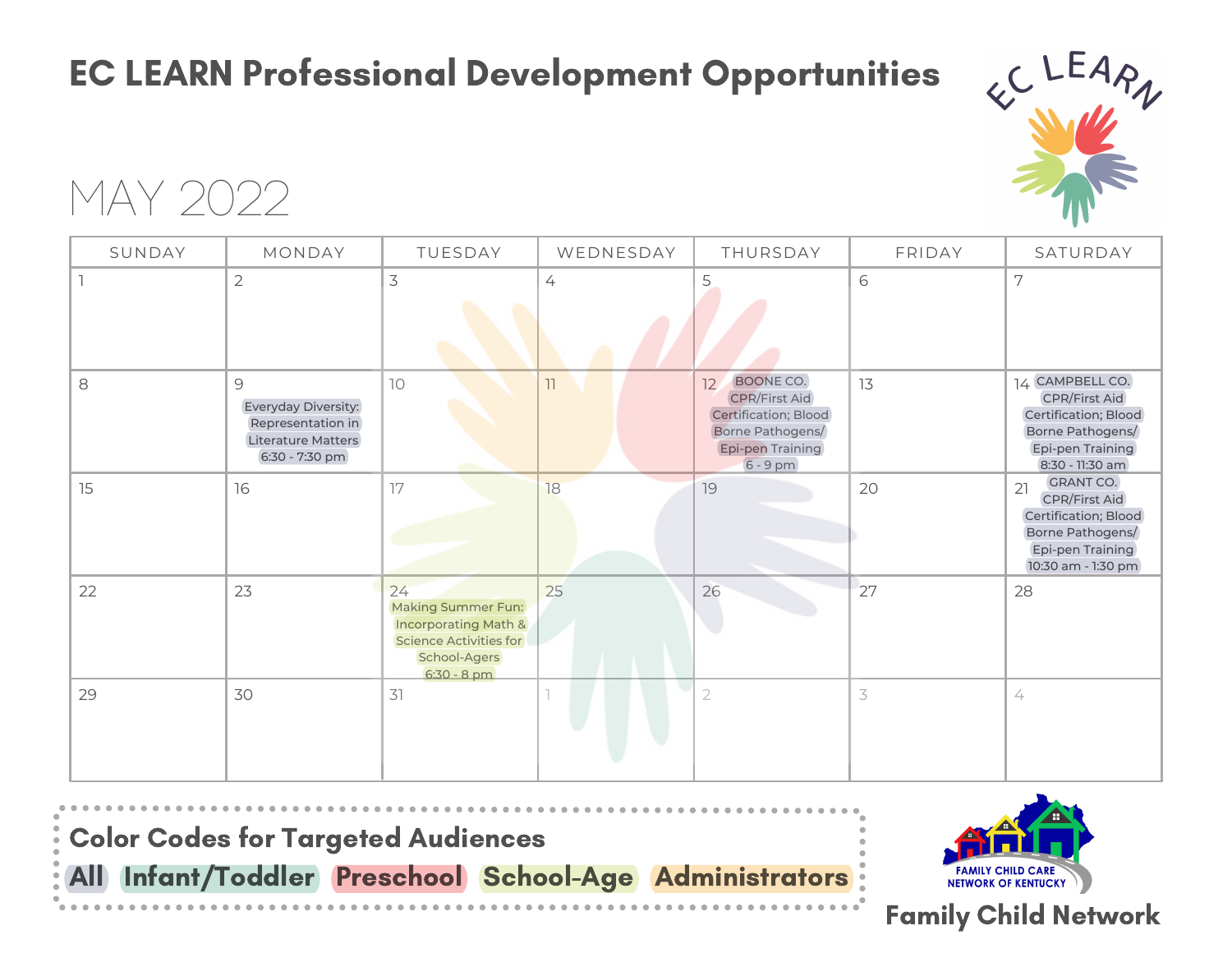# EC LEARN Professional Development Opportunities

## MAY 2022

| SUNDAY | MONDAY | TUESDAY | WEDNESDAY | THURSDAY | FRIDAY | SATURDAY |
|---|---|---|---|---|---|---|
| 1 | 2 | 3 | 4 | 5 | 6 | 7 |
| 8 | 9 Everyday Diversity: Representation in Literature Matters 6:30 - 7:30 pm | 10 | 11 | 12 BOONE CO. CPR/First Aid Certification; Blood Borne Pathogens/ Epi-pen Training 6 - 9 pm | 13 | 14 CAMPBELL CO. CPR/First Aid Certification; Blood Borne Pathogens/ Epi-pen Training 8:30 - 11:30 am |
| 15 | 16 | 17 | 18 | 19 | 20 | 21 GRANT CO. CPR/First Aid Certification; Blood Borne Pathogens/ Epi-pen Training 10:30 am - 1:30 pm |
| 22 | 23 | 24 Making Summer Fun: Incorporating Math & Science Activities for School-Agers 6:30 - 8 pm | 25 | 26 | 27 | 28 |
| 29 | 30 | 31 | 1 | 2 | 3 | 4 |

**Color Codes for Targeted Audiences**

All | Infant/Toddler | Preschool | School-Age | Administrators

FAMILY CHILD CARE NETWORK OF KENTUCKY

Family Child Network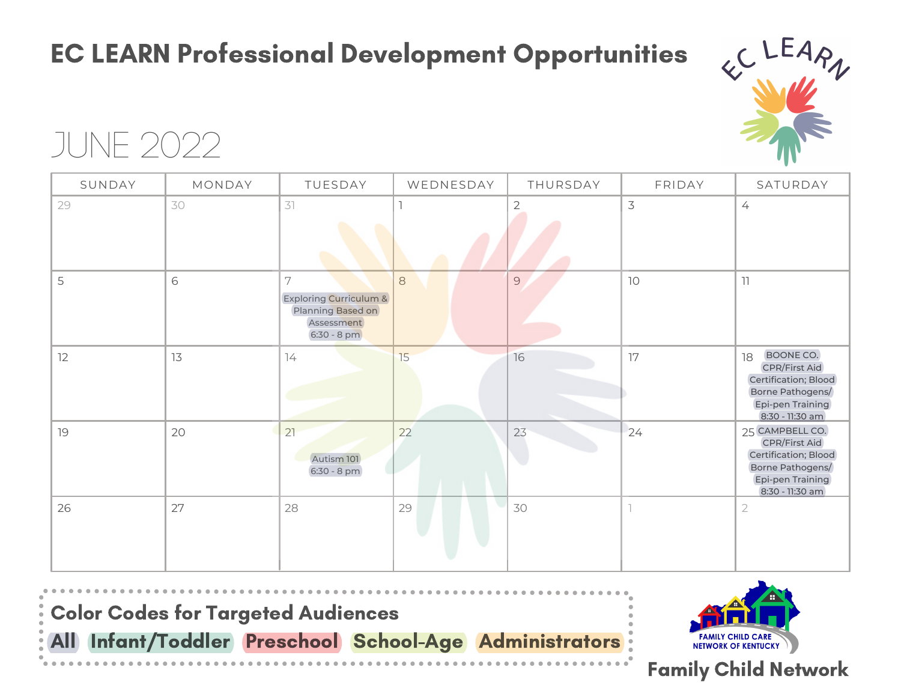# EC LEARN Professional Development Opportunities

EC LEARN

## JUNE 2022

| SUNDAY | MONDAY | TUESDAY | WEDNESDAY | THURSDAY | FRIDAY | SATURDAY |
|---|---|---|---|---|---|---|
| 29 | 30 | 31 | 1 | 2 | 3 | 4 |
| 5 | 6 | 7 Exploring Curriculum & Planning Based on Assessment 6:30 - 8 pm | 8 | 9 | 10 | 11 |
| 12 | 13 | 14 | 15 | 16 | 17 | 18 BOONE CO. CPR/First Aid Certification; Blood Borne Pathogens/ Epi-pen Training 8:30 - 11:30 am |
| 19 | 20 | 21 Autism 101 6:30 - 8 pm | 22 | 23 | 24 | 25 CAMPBELL CO. CPR/First Aid Certification; Blood Borne Pathogens/ Epi-pen Training 8:30 - 11:30 am |
| 26 | 27 | 28 | 29 | 30 | 1 | 2 |

**Color Codes for Targeted Audiences**

**All** **Infant/Toddler** **Preschool** **School-Age** **Administrators**

FAMILY CHILD CARE NETWORK OF KENTUCKY

**Family Child Network**